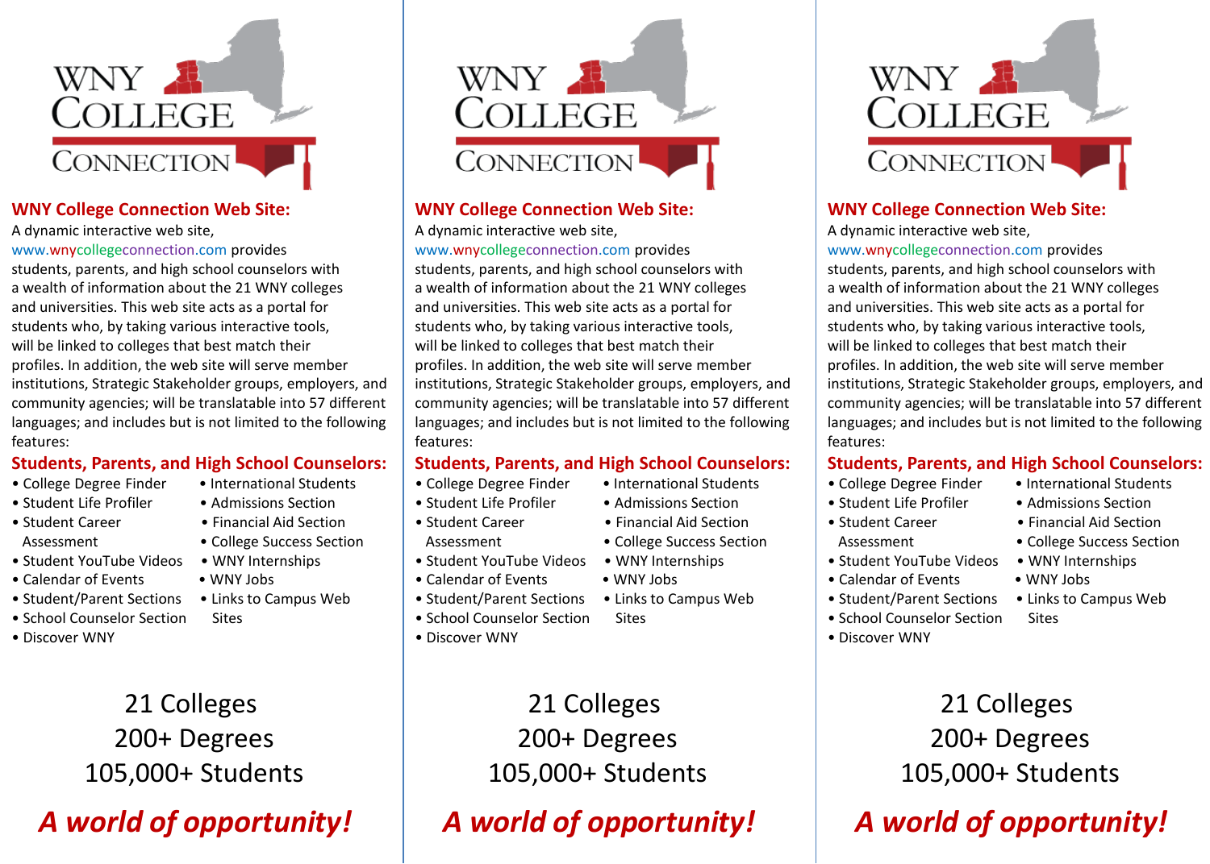# WNY College Connection

## WNY College Connection Web Site:

A dynamic interactive web site, www.wnycollegeconnection.com provides students, parents, and high school counselors with a wealth of information about the 21 WNY colleges and universities. This web site acts as a portal for students who, by taking various interactive tools, will be linked to colleges that best match their profiles. In addition, the web site will serve member institutions, Strategic Stakeholder groups, employers, and community agencies; will be translatable into 57 different languages; and includes but is not limited to the following features:

## Students, Parents, and High School Counselors:

- College Degree Finder
- Student Life Profiler
- Student Career Assessment
- Student YouTube Videos
- Calendar of Events
- Student/Parent Sections
- School Counselor Section
- Discover WNY
- International Students
- Admissions Section
- Financial Aid Section
- College Success Section
- WNY Internships
- WNY Jobs
- Links to Campus Web Sites

21 Colleges
200+ Degrees
105,000+ Students

***A world of opportunity!***

# WNY College Connection

## WNY College Connection Web Site:

A dynamic interactive web site, www.wnycollegeconnection.com provides students, parents, and high school counselors with a wealth of information about the 21 WNY colleges and universities. This web site acts as a portal for students who, by taking various interactive tools, will be linked to colleges that best match their profiles. In addition, the web site will serve member institutions, Strategic Stakeholder groups, employers, and community agencies; will be translatable into 57 different languages; and includes but is not limited to the following features:

## Students, Parents, and High School Counselors:

- College Degree Finder
- Student Life Profiler
- Student Career Assessment
- Student YouTube Videos
- Calendar of Events
- Student/Parent Sections
- School Counselor Section
- Discover WNY
- International Students
- Admissions Section
- Financial Aid Section
- College Success Section
- WNY Internships
- WNY Jobs
- Links to Campus Web Sites

21 Colleges
200+ Degrees
105,000+ Students

***A world of opportunity!***

# WNY College Connection

## WNY College Connection Web Site:

A dynamic interactive web site, www.wnycollegeconnection.com provides students, parents, and high school counselors with a wealth of information about the 21 WNY colleges and universities. This web site acts as a portal for students who, by taking various interactive tools, will be linked to colleges that best match their profiles. In addition, the web site will serve member institutions, Strategic Stakeholder groups, employers, and community agencies; will be translatable into 57 different languages; and includes but is not limited to the following features:

## Students, Parents, and High School Counselors:

- College Degree Finder
- Student Life Profiler
- Student Career Assessment
- Student YouTube Videos
- Calendar of Events
- Student/Parent Sections
- School Counselor Section
- Discover WNY
- International Students
- Admissions Section
- Financial Aid Section
- College Success Section
- WNY Internships
- WNY Jobs
- Links to Campus Web Sites

21 Colleges
200+ Degrees
105,000+ Students

***A world of opportunity!***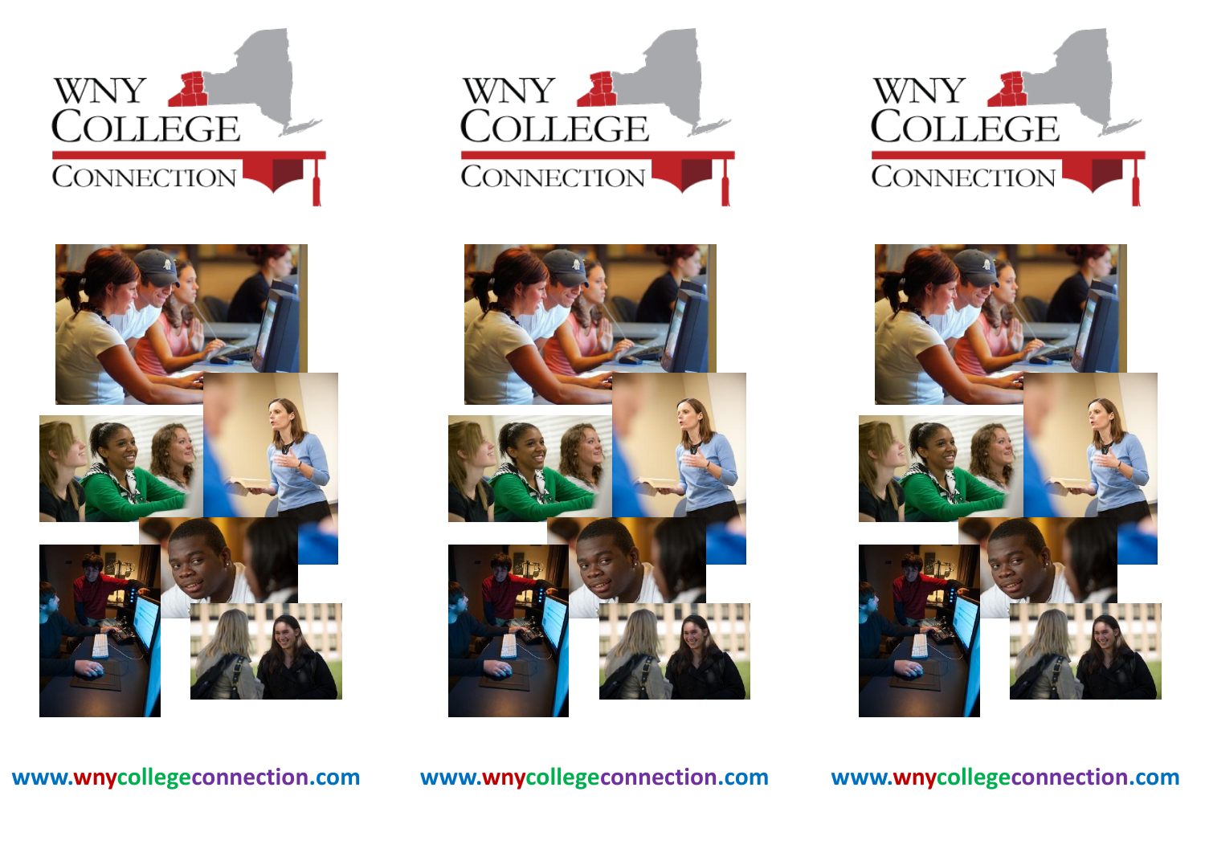WNY COLLEGE CONNECTION

www.wnycollegeconnection.com

WNY COLLEGE CONNECTION

www.wnycollegeconnection.com

WNY COLLEGE CONNECTION

www.wnycollegeconnection.com